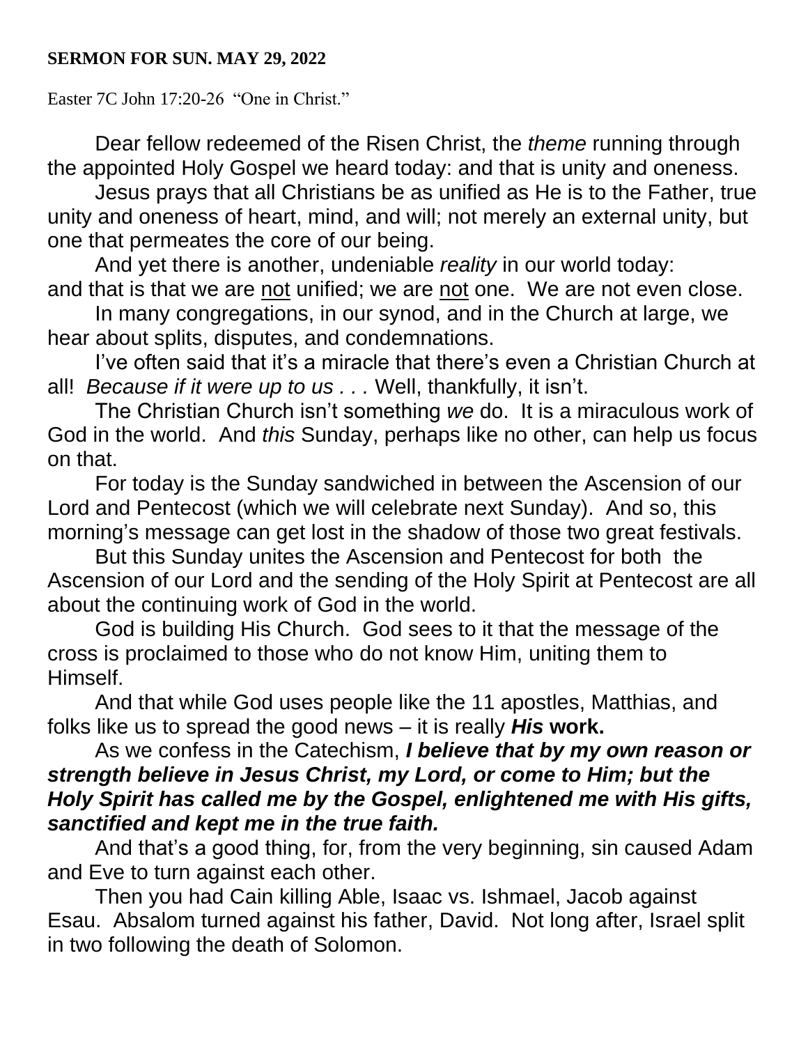**SERMON FOR SUN. MAY 29, 2022**

Easter 7C John 17:20-26 "One in Christ."

Dear fellow redeemed of the Risen Christ, the *theme* running through the appointed Holy Gospel we heard today: and that is unity and oneness.

Jesus prays that all Christians be as unified as He is to the Father, true unity and oneness of heart, mind, and will; not merely an external unity, but one that permeates the core of our being.

And yet there is another, undeniable *reality* in our world today: and that is that we are <u>not</u> unified; we are <u>not</u> one. We are not even close.

In many congregations, in our synod, and in the Church at large, we hear about splits, disputes, and condemnations.

I've often said that it's a miracle that there's even a Christian Church at all! *Because if it were up to us . . .* Well, thankfully, it isn't.

The Christian Church isn't something *we* do. It is a miraculous work of God in the world. And *this* Sunday, perhaps like no other, can help us focus on that.

For today is the Sunday sandwiched in between the Ascension of our Lord and Pentecost (which we will celebrate next Sunday). And so, this morning's message can get lost in the shadow of those two great festivals.

But this Sunday unites the Ascension and Pentecost for both the Ascension of our Lord and the sending of the Holy Spirit at Pentecost are all about the continuing work of God in the world.

God is building His Church. God sees to it that the message of the cross is proclaimed to those who do not know Him, uniting them to Himself.

And that while God uses people like the 11 apostles, Matthias, and folks like us to spread the good news – it is really ***His* work.**

As we confess in the Catechism, ***I believe that by my own reason or strength believe in Jesus Christ, my Lord, or come to Him; but the Holy Spirit has called me by the Gospel, enlightened me with His gifts, sanctified and kept me in the true faith.***

And that's a good thing, for, from the very beginning, sin caused Adam and Eve to turn against each other.

Then you had Cain killing Able, Isaac vs. Ishmael, Jacob against Esau. Absalom turned against his father, David. Not long after, Israel split in two following the death of Solomon.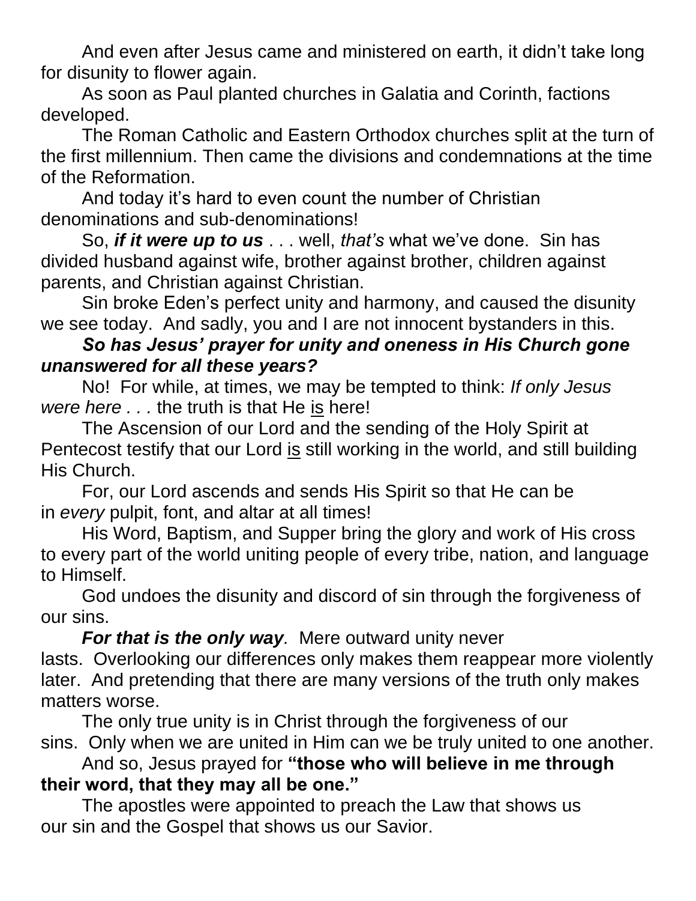And even after Jesus came and ministered on earth, it didn't take long for disunity to flower again.

As soon as Paul planted churches in Galatia and Corinth, factions developed.

The Roman Catholic and Eastern Orthodox churches split at the turn of the first millennium. Then came the divisions and condemnations at the time of the Reformation.

And today it's hard to even count the number of Christian denominations and sub-denominations!

So, ***if it were up to us*** . . . well, *that's* what we've done. Sin has divided husband against wife, brother against brother, children against parents, and Christian against Christian.

Sin broke Eden's perfect unity and harmony, and caused the disunity we see today. And sadly, you and I are not innocent bystanders in this.

***So has Jesus' prayer for unity and oneness in His Church gone unanswered for all these years?***

No! For while, at times, we may be tempted to think: *If only Jesus were here . . .* the truth is that He <u>is</u> here!

The Ascension of our Lord and the sending of the Holy Spirit at Pentecost testify that our Lord <u>is</u> still working in the world, and still building His Church.

For, our Lord ascends and sends His Spirit so that He can be in *every* pulpit, font, and altar at all times!

His Word, Baptism, and Supper bring the glory and work of His cross to every part of the world uniting people of every tribe, nation, and language to Himself.

God undoes the disunity and discord of sin through the forgiveness of our sins.

***For that is the only way.*** Mere outward unity never lasts. Overlooking our differences only makes them reappear more violently later. And pretending that there are many versions of the truth only makes matters worse.

The only true unity is in Christ through the forgiveness of our sins. Only when we are united in Him can we be truly united to one another.

And so, Jesus prayed for **"those who will believe in me through their word, that they may all be one."**

The apostles were appointed to preach the Law that shows us our sin and the Gospel that shows us our Savior.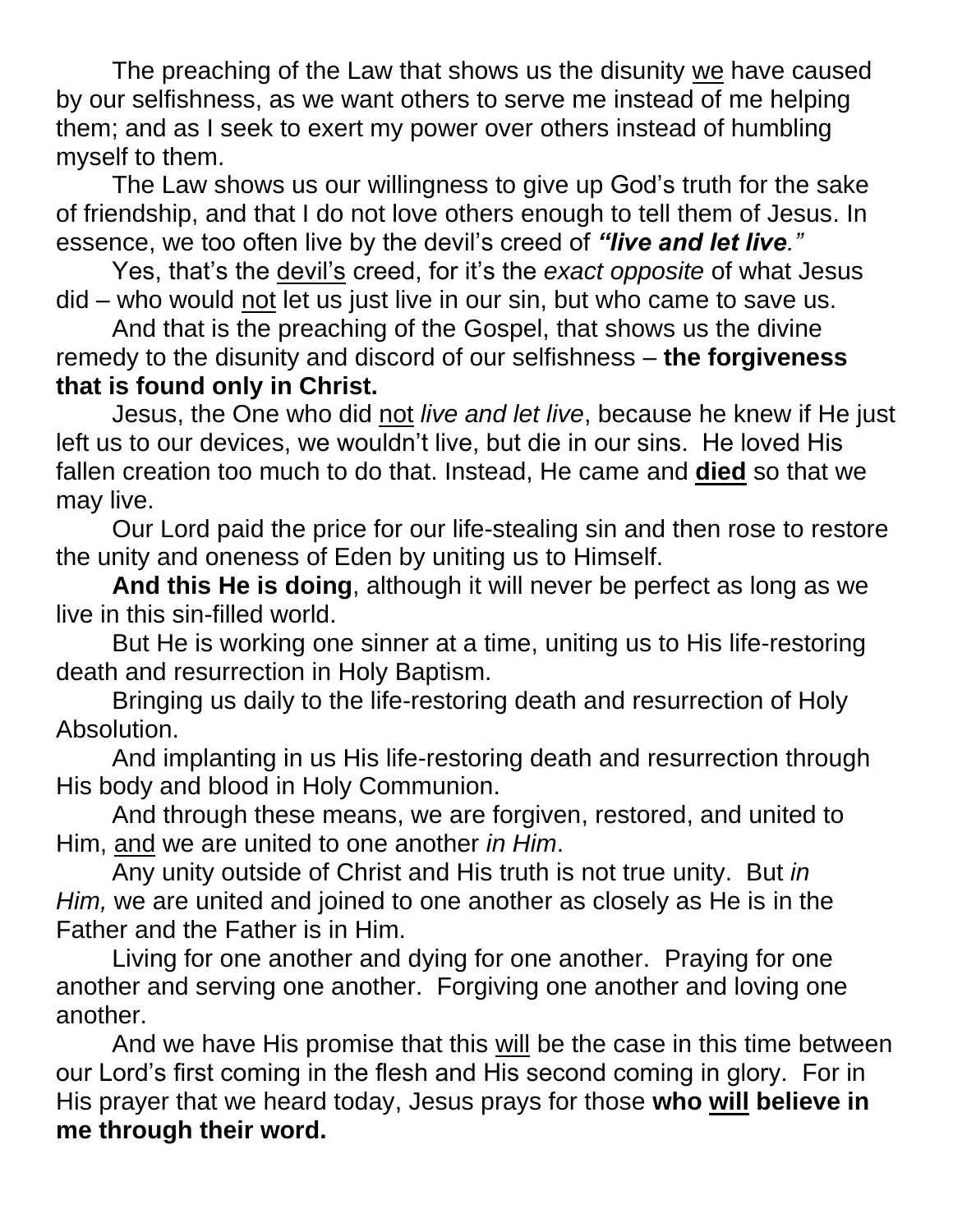The preaching of the Law that shows us the disunity <u>we</u> have caused by our selfishness, as we want others to serve me instead of me helping them; and as I seek to exert my power over others instead of humbling myself to them.

The Law shows us our willingness to give up God's truth for the sake of friendship, and that I do not love others enough to tell them of Jesus. In essence, we too often live by the devil's creed of ***"live and let live."***

Yes, that's the <u>devil's</u> creed, for it's the *exact opposite* of what Jesus did – who would <u>not</u> let us just live in our sin, but who came to save us.

And that is the preaching of the Gospel, that shows us the divine remedy to the disunity and discord of our selfishness – **the forgiveness that is found only in Christ.**

Jesus, the One who did <u>not</u> *live and let live*, because he knew if He just left us to our devices, we wouldn't live, but die in our sins. He loved His fallen creation too much to do that. Instead, He came and <u>**died**</u> so that we may live.

Our Lord paid the price for our life-stealing sin and then rose to restore the unity and oneness of Eden by uniting us to Himself.

**And this He is doing**, although it will never be perfect as long as we live in this sin-filled world.

But He is working one sinner at a time, uniting us to His life-restoring death and resurrection in Holy Baptism.

Bringing us daily to the life-restoring death and resurrection of Holy Absolution.

And implanting in us His life-restoring death and resurrection through His body and blood in Holy Communion.

And through these means, we are forgiven, restored, and united to Him, <u>and</u> we are united to one another *in Him*.

Any unity outside of Christ and His truth is not true unity. But *in Him,* we are united and joined to one another as closely as He is in the Father and the Father is in Him.

Living for one another and dying for one another. Praying for one another and serving one another. Forgiving one another and loving one another.

And we have His promise that this <u>will</u> be the case in this time between our Lord's first coming in the flesh and His second coming in glory. For in His prayer that we heard today, Jesus prays for those **who <u>will</u> believe in me through their word.**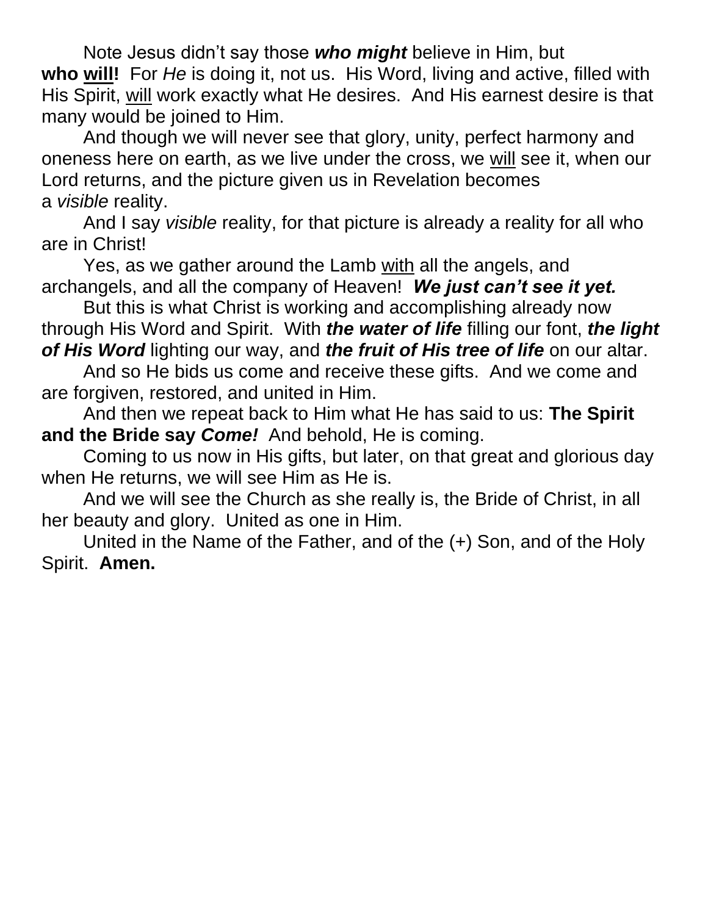Note Jesus didn't say those ***who might*** believe in Him, but **who <u>will</u>!** For *He* is doing it, not us. His Word, living and active, filled with His Spirit, <u>will</u> work exactly what He desires. And His earnest desire is that many would be joined to Him.

And though we will never see that glory, unity, perfect harmony and oneness here on earth, as we live under the cross, we <u>will</u> see it, when our Lord returns, and the picture given us in Revelation becomes a *visible* reality.

And I say *visible* reality, for that picture is already a reality for all who are in Christ!

Yes, as we gather around the Lamb <u>with</u> all the angels, and archangels, and all the company of Heaven! ***We just can't see it yet.***

But this is what Christ is working and accomplishing already now through His Word and Spirit. With ***the water of life*** filling our font, ***the light of His Word*** lighting our way, and ***the fruit of His tree of life*** on our altar.

And so He bids us come and receive these gifts. And we come and are forgiven, restored, and united in Him.

And then we repeat back to Him what He has said to us: **The Spirit and the Bride say *Come!*** And behold, He is coming.

Coming to us now in His gifts, but later, on that great and glorious day when He returns, we will see Him as He is.

And we will see the Church as she really is, the Bride of Christ, in all her beauty and glory. United as one in Him.

United in the Name of the Father, and of the (+) Son, and of the Holy Spirit. **Amen.**